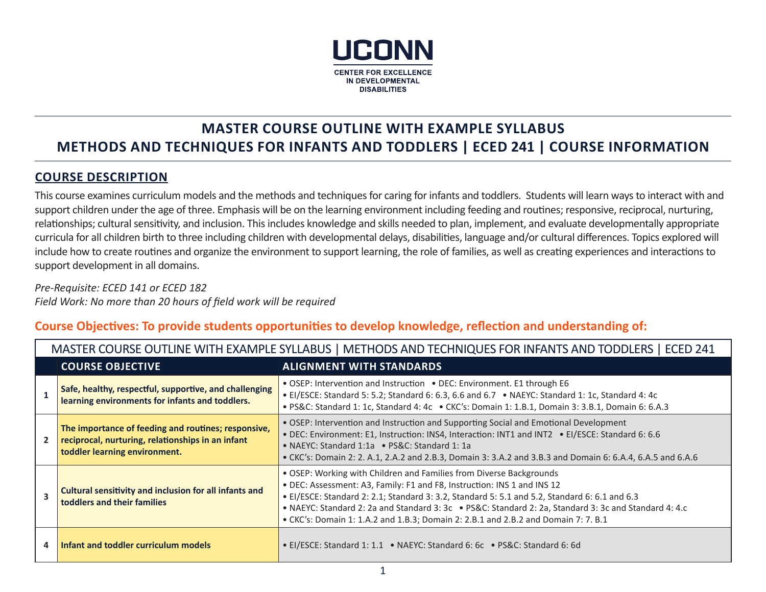UCONN

CENTER FOR EXCELLENCE IN DEVELOPMENTAL DISABILITIES

# MASTER COURSE OUTLINE WITH EXAMPLE SYLLABUS
# METHODS AND TECHNIQUES FOR INFANTS AND TODDLERS | ECED 241 | COURSE INFORMATION

## COURSE DESCRIPTION

This course examines curriculum models and the methods and techniques for caring for infants and toddlers. Students will learn ways to interact with and support children under the age of three. Emphasis will be on the learning environment including feeding and routines; responsive, reciprocal, nurturing, relationships; cultural sensitivity, and inclusion. This includes knowledge and skills needed to plan, implement, and evaluate developmentally appropriate curricula for all children birth to three including children with developmental delays, disabilities, language and/or cultural differences. Topics explored will include how to create routines and organize the environment to support learning, the role of families, as well as creating experiences and interactions to support development in all domains.

*Pre-Requisite: ECED 141 or ECED 182*
*Field Work: No more than 20 hours of field work will be required*

## Course Objectives: To provide students opportunities to develop knowledge, reflection and understanding of:

MASTER COURSE OUTLINE WITH EXAMPLE SYLLABUS | METHODS AND TECHNIQUES FOR INFANTS AND TODDLERS | ECED 241

| | COURSE OBJECTIVE | ALIGNMENT WITH STANDARDS |
|---|---|---|
| 1 | **Safe, healthy, respectful, supportive, and challenging learning environments for infants and toddlers.** | • OSEP: Intervention and Instruction • DEC: Environment. E1 through E6<br>• EI/ESCE: Standard 5: 5.2; Standard 6: 6.3, 6.6 and 6.7 • NAEYC: Standard 1: 1c, Standard 4: 4c<br>• PS&C: Standard 1: 1c, Standard 4: 4c • CKC's: Domain 1: 1.B.1, Domain 3: 3.B.1, Domain 6: 6.A.3 |
| 2 | **The importance of feeding and routines; responsive, reciprocal, nurturing, relationships in an infant toddler learning environment.** | • OSEP: Intervention and Instruction and Supporting Social and Emotional Development<br>• DEC: Environment: E1, Instruction: INS4, Interaction: INT1 and INT2 • EI/ESCE: Standard 6: 6.6<br>• NAEYC: Standard 1:1a • PS&C: Standard 1: 1a<br>• CKC's: Domain 2: 2. A.1, 2.A.2 and 2.B.3, Domain 3: 3.A.2 and 3.B.3 and Domain 6: 6.A.4, 6.A.5 and 6.A.6 |
| 3 | **Cultural sensitivity and inclusion for all infants and toddlers and their families** | • OSEP: Working with Children and Families from Diverse Backgrounds<br>• DEC: Assessment: A3, Family: F1 and F8, Instruction: INS 1 and INS 12<br>• EI/ESCE: Standard 2: 2.1; Standard 3: 3.2, Standard 5: 5.1 and 5.2, Standard 6: 6.1 and 6.3<br>• NAEYC: Standard 2: 2a and Standard 3: 3c • PS&C: Standard 2: 2a, Standard 3: 3c and Standard 4: 4.c<br>• CKC's: Domain 1: 1.A.2 and 1.B.3; Domain 2: 2.B.1 and 2.B.2 and Domain 7: 7. B.1 |
| 4 | **Infant and toddler curriculum models** | • EI/ESCE: Standard 1: 1.1 • NAEYC: Standard 6: 6c • PS&C: Standard 6: 6d |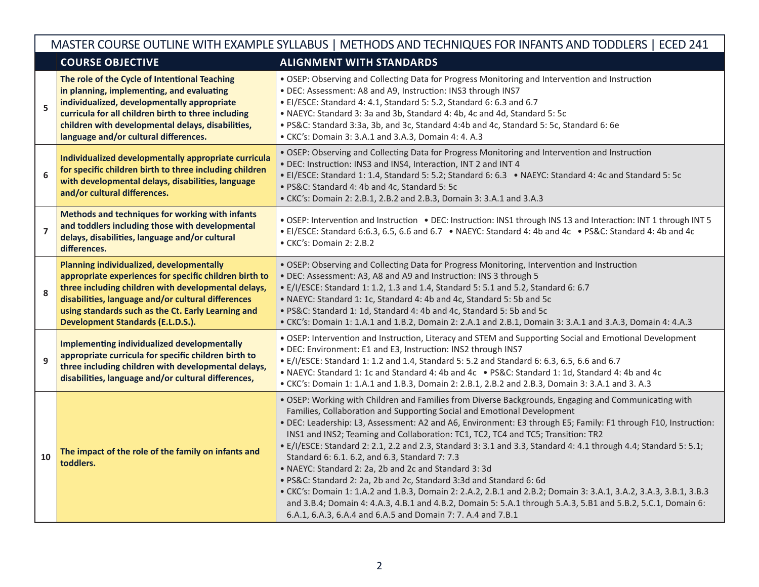| MASTER COURSE OUTLINE WITH EXAMPLE SYLLABUS \| METHODS AND TECHNIQUES FOR INFANTS AND TODDLERS \| ECED 241 | | |
|---|---|---|
| | **COURSE OBJECTIVE** | **ALIGNMENT WITH STANDARDS** |
| **5** | **The role of the Cycle of Intentional Teaching in planning, implementing, and evaluating individualized, developmentally appropriate curricula for all children birth to three including children with developmental delays, disabilities, language and/or cultural differences.** | • OSEP: Observing and Collecting Data for Progress Monitoring and Intervention and Instruction<br>• DEC: Assessment: A8 and A9, Instruction: INS3 through INS7<br>• EI/ESCE: Standard 4: 4.1, Standard 5: 5.2, Standard 6: 6.3 and 6.7<br>• NAEYC: Standard 3: 3a and 3b, Standard 4: 4b, 4c and 4d, Standard 5: 5c<br>• PS&C: Standard 3:3a, 3b, and 3c, Standard 4:4b and 4c, Standard 5: 5c, Standard 6: 6e<br>• CKC's: Domain 3: 3.A.1 and 3.A.3, Domain 4: 4. A.3 |
| **6** | **Individualized developmentally appropriate curricula for specific children birth to three including children with developmental delays, disabilities, language and/or cultural differences.** | • OSEP: Observing and Collecting Data for Progress Monitoring and Intervention and Instruction<br>• DEC: Instruction: INS3 and INS4, Interaction, INT 2 and INT 4<br>• EI/ESCE: Standard 1: 1.4, Standard 5: 5.2; Standard 6: 6.3 • NAEYC: Standard 4: 4c and Standard 5: 5c<br>• PS&C: Standard 4: 4b and 4c, Standard 5: 5c<br>• CKC's: Domain 2: 2.B.1, 2.B.2 and 2.B.3, Domain 3: 3.A.1 and 3.A.3 |
| **7** | **Methods and techniques for working with infants and toddlers including those with developmental delays, disabilities, language and/or cultural differences.** | • OSEP: Intervention and Instruction • DEC: Instruction: INS1 through INS 13 and Interaction: INT 1 through INT 5<br>• EI/ESCE: Standard 6:6.3, 6.5, 6.6 and 6.7 • NAEYC: Standard 4: 4b and 4c • PS&C: Standard 4: 4b and 4c<br>• CKC's: Domain 2: 2.B.2 |
| **8** | **Planning individualized, developmentally appropriate experiences for specific children birth to three including children with developmental delays, disabilities, language and/or cultural differences using standards such as the Ct. Early Learning and Development Standards (E.L.D.S.).** | • OSEP: Observing and Collecting Data for Progress Monitoring, Intervention and Instruction<br>• DEC: Assessment: A3, A8 and A9 and Instruction: INS 3 through 5<br>• E/I/ESCE: Standard 1: 1.2, 1.3 and 1.4, Standard 5: 5.1 and 5.2, Standard 6: 6.7<br>• NAEYC: Standard 1: 1c, Standard 4: 4b and 4c, Standard 5: 5b and 5c<br>• PS&C: Standard 1: 1d, Standard 4: 4b and 4c, Standard 5: 5b and 5c<br>• CKC's: Domain 1: 1.A.1 and 1.B.2, Domain 2: 2.A.1 and 2.B.1, Domain 3: 3.A.1 and 3.A.3, Domain 4: 4.A.3 |
| **9** | **Implementing individualized developmentally appropriate curricula for specific children birth to three including children with developmental delays, disabilities, language and/or cultural differences,** | • OSEP: Intervention and Instruction, Literacy and STEM and Supporting Social and Emotional Development<br>• DEC: Environment: E1 and E3, Instruction: INS2 through INS7<br>• E/I/ESCE: Standard 1: 1.2 and 1.4, Standard 5: 5.2 and Standard 6: 6.3, 6.5, 6.6 and 6.7<br>• NAEYC: Standard 1: 1c and Standard 4: 4b and 4c • PS&C: Standard 1: 1d, Standard 4: 4b and 4c<br>• CKC's: Domain 1: 1.A.1 and 1.B.3, Domain 2: 2.B.1, 2.B.2 and 2.B.3, Domain 3: 3.A.1 and 3. A.3 |
| **10** | **The impact of the role of the family on infants and toddlers.** | • OSEP: Working with Children and Families from Diverse Backgrounds, Engaging and Communicating with Families, Collaboration and Supporting Social and Emotional Development<br>• DEC: Leadership: L3, Assessment: A2 and A6, Environment: E3 through E5; Family: F1 through F10, Instruction: INS1 and INS2; Teaming and Collaboration: TC1, TC2, TC4 and TC5; Transition: TR2<br>• E/I/ESCE: Standard 2: 2.1, 2.2 and 2.3, Standard 3: 3.1 and 3.3, Standard 4: 4.1 through 4.4; Standard 5: 5.1; Standard 6: 6.1. 6.2, and 6.3, Standard 7: 7.3<br>• NAEYC: Standard 2: 2a, 2b and 2c and Standard 3: 3d<br>• PS&C: Standard 2: 2a, 2b and 2c, Standard 3:3d and Standard 6: 6d<br>• CKC's: Domain 1: 1.A.2 and 1.B.3, Domain 2: 2.A.2, 2.B.1 and 2.B.2; Domain 3: 3.A.1, 3.A.2, 3.A.3, 3.B.1, 3.B.3 and 3.B.4; Domain 4: 4.A.3, 4.B.1 and 4.B.2, Domain 5: 5.A.1 through 5.A.3, 5.B1 and 5.B.2, 5.C.1, Domain 6: 6.A.1, 6.A.3, 6.A.4 and 6.A.5 and Domain 7: 7. A.4 and 7.B.1 |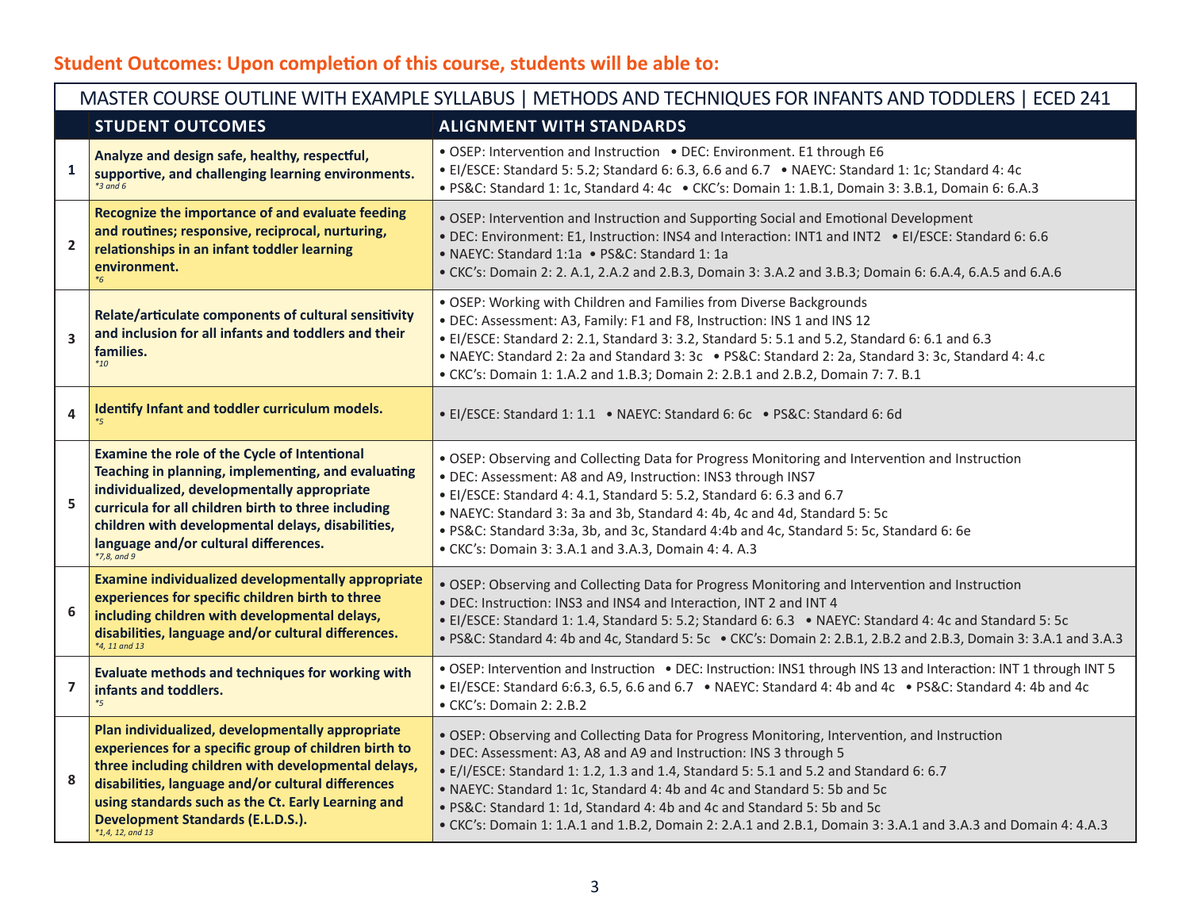## Student Outcomes: Upon completion of this course, students will be able to:

| MASTER COURSE OUTLINE WITH EXAMPLE SYLLABUS \| METHODS AND TECHNIQUES FOR INFANTS AND TODDLERS \| ECED 241 | | |
|---|---|---|
| | **STUDENT OUTCOMES** | **ALIGNMENT WITH STANDARDS** |
| 1 | **Analyze and design safe, healthy, respectful, supportive, and challenging learning environments.** *\*3 and 6* | • OSEP: Intervention and Instruction • DEC: Environment. E1 through E6 • EI/ESCE: Standard 5: 5.2; Standard 6: 6.3, 6.6 and 6.7 • NAEYC: Standard 1: 1c; Standard 4: 4c • PS&C: Standard 1: 1c, Standard 4: 4c • CKC's: Domain 1: 1.B.1, Domain 3: 3.B.1, Domain 6: 6.A.3 |
| 2 | **Recognize the importance of and evaluate feeding and routines; responsive, reciprocal, nurturing, relationships in an infant toddler learning environment.** *\*6* | • OSEP: Intervention and Instruction and Supporting Social and Emotional Development • DEC: Environment: E1, Instruction: INS4 and Interaction: INT1 and INT2 • EI/ESCE: Standard 6: 6.6 • NAEYC: Standard 1:1a • PS&C: Standard 1: 1a • CKC's: Domain 2: 2. A.1, 2.A.2 and 2.B.3, Domain 3: 3.A.2 and 3.B.3; Domain 6: 6.A.4, 6.A.5 and 6.A.6 |
| 3 | **Relate/articulate components of cultural sensitivity and inclusion for all infants and toddlers and their families.** *\*10* | • OSEP: Working with Children and Families from Diverse Backgrounds • DEC: Assessment: A3, Family: F1 and F8, Instruction: INS 1 and INS 12 • EI/ESCE: Standard 2: 2.1, Standard 3: 3.2, Standard 5: 5.1 and 5.2, Standard 6: 6.1 and 6.3 • NAEYC: Standard 2: 2a and Standard 3: 3c • PS&C: Standard 2: 2a, Standard 3: 3c, Standard 4: 4.c • CKC's: Domain 1: 1.A.2 and 1.B.3; Domain 2: 2.B.1 and 2.B.2, Domain 7: 7. B.1 |
| 4 | **Identify Infant and toddler curriculum models.** *\*5* | • EI/ESCE: Standard 1: 1.1 • NAEYC: Standard 6: 6c • PS&C: Standard 6: 6d |
| 5 | **Examine the role of the Cycle of Intentional Teaching in planning, implementing, and evaluating individualized, developmentally appropriate curricula for all children birth to three including children with developmental delays, disabilities, language and/or cultural differences.** *\*7,8, and 9* | • OSEP: Observing and Collecting Data for Progress Monitoring and Intervention and Instruction • DEC: Assessment: A8 and A9, Instruction: INS3 through INS7 • EI/ESCE: Standard 4: 4.1, Standard 5: 5.2, Standard 6: 6.3 and 6.7 • NAEYC: Standard 3: 3a and 3b, Standard 4: 4b, 4c and 4d, Standard 5: 5c • PS&C: Standard 3:3a, 3b, and 3c, Standard 4:4b and 4c, Standard 5: 5c, Standard 6: 6e • CKC's: Domain 3: 3.A.1 and 3.A.3, Domain 4: 4. A.3 |
| 6 | **Examine individualized developmentally appropriate experiences for specific children birth to three including children with developmental delays, disabilities, language and/or cultural differences.** *\*4, 11 and 13* | • OSEP: Observing and Collecting Data for Progress Monitoring and Intervention and Instruction • DEC: Instruction: INS3 and INS4 and Interaction, INT 2 and INT 4 • EI/ESCE: Standard 1: 1.4, Standard 5: 5.2; Standard 6: 6.3 • NAEYC: Standard 4: 4c and Standard 5: 5c • PS&C: Standard 4: 4b and 4c, Standard 5: 5c • CKC's: Domain 2: 2.B.1, 2.B.2 and 2.B.3, Domain 3: 3.A.1 and 3.A.3 |
| 7 | **Evaluate methods and techniques for working with infants and toddlers.** *\*5* | • OSEP: Intervention and Instruction • DEC: Instruction: INS1 through INS 13 and Interaction: INT 1 through INT 5 • EI/ESCE: Standard 6:6.3, 6.5, 6.6 and 6.7 • NAEYC: Standard 4: 4b and 4c • PS&C: Standard 4: 4b and 4c • CKC's: Domain 2: 2.B.2 |
| 8 | **Plan individualized, developmentally appropriate experiences for a specific group of children birth to three including children with developmental delays, disabilities, language and/or cultural differences using standards such as the Ct. Early Learning and Development Standards (E.L.D.S.).** *\*1,4, 12, and 13* | • OSEP: Observing and Collecting Data for Progress Monitoring, Intervention, and Instruction • DEC: Assessment: A3, A8 and A9 and Instruction: INS 3 through 5 • E/I/ESCE: Standard 1: 1.2, 1.3 and 1.4, Standard 5: 5.1 and 5.2 and Standard 6: 6.7 • NAEYC: Standard 1: 1c, Standard 4: 4b and 4c and Standard 5: 5b and 5c • PS&C: Standard 1: 1d, Standard 4: 4b and 4c and Standard 5: 5b and 5c • CKC's: Domain 1: 1.A.1 and 1.B.2, Domain 2: 2.A.1 and 2.B.1, Domain 3: 3.A.1 and 3.A.3 and Domain 4: 4.A.3 |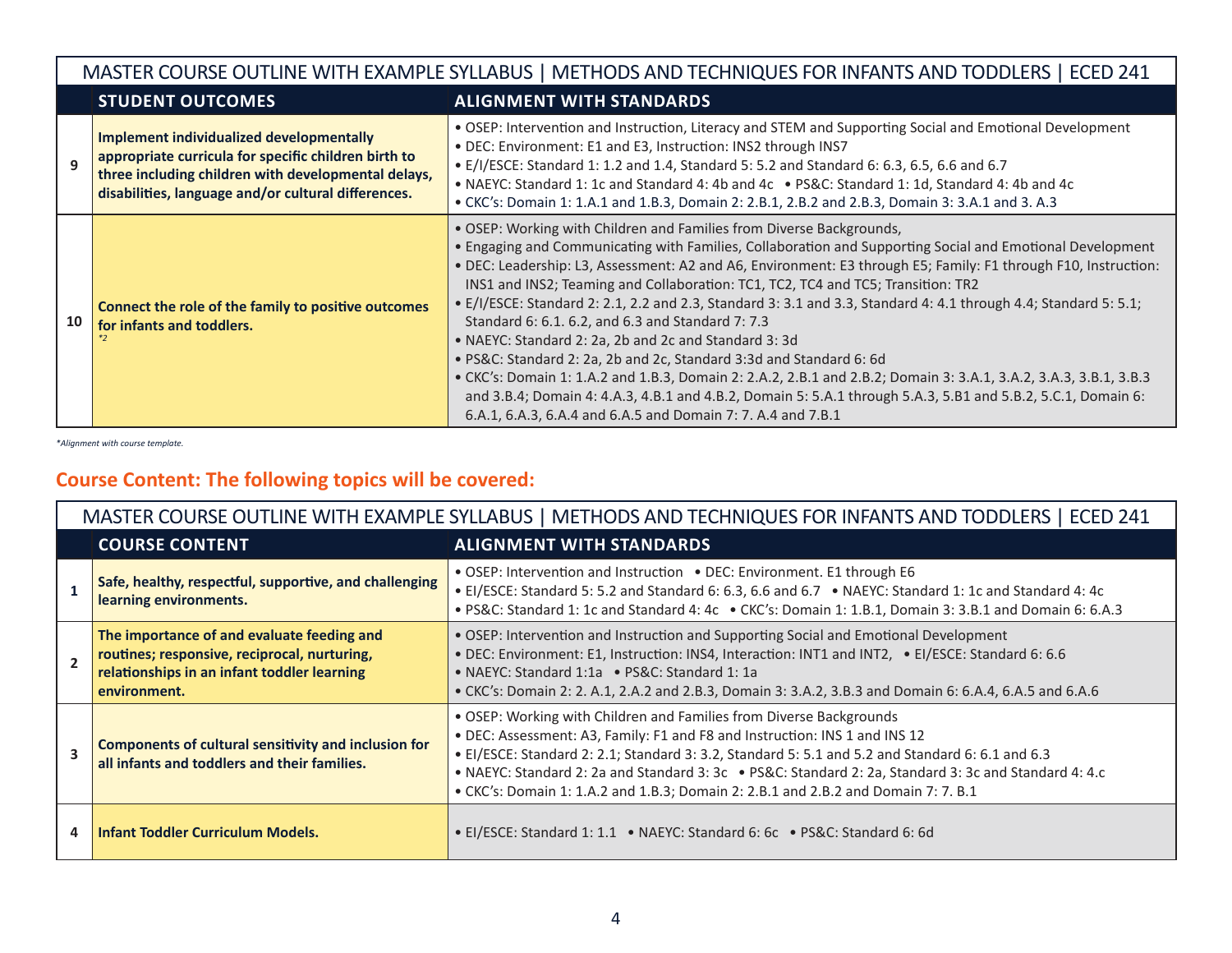| MASTER COURSE OUTLINE WITH EXAMPLE SYLLABUS \| METHODS AND TECHNIQUES FOR INFANTS AND TODDLERS \| ECED 241 | | |
|---|---|---|
| | **STUDENT OUTCOMES** | **ALIGNMENT WITH STANDARDS** |
| 9 | **Implement individualized developmentally appropriate curricula for specific children birth to three including children with developmental delays, disabilities, language and/or cultural differences.** | • OSEP: Intervention and Instruction, Literacy and STEM and Supporting Social and Emotional Development<br>• DEC: Environment: E1 and E3, Instruction: INS2 through INS7<br>• E/I/ESCE: Standard 1: 1.2 and 1.4, Standard 5: 5.2 and Standard 6: 6.3, 6.5, 6.6 and 6.7<br>• NAEYC: Standard 1: 1c and Standard 4: 4b and 4c • PS&C: Standard 1: 1d, Standard 4: 4b and 4c<br>• CKC's: Domain 1: 1.A.1 and 1.B.3, Domain 2: 2.B.1, 2.B.2 and 2.B.3, Domain 3: 3.A.1 and 3. A.3 |
| 10 | **Connect the role of the family to positive outcomes for infants and toddlers.**<br>*\*2* | • OSEP: Working with Children and Families from Diverse Backgrounds,<br>• Engaging and Communicating with Families, Collaboration and Supporting Social and Emotional Development<br>• DEC: Leadership: L3, Assessment: A2 and A6, Environment: E3 through E5; Family: F1 through F10, Instruction: INS1 and INS2; Teaming and Collaboration: TC1, TC2, TC4 and TC5; Transition: TR2<br>• E/I/ESCE: Standard 2: 2.1, 2.2 and 2.3, Standard 3: 3.1 and 3.3, Standard 4: 4.1 through 4.4; Standard 5: 5.1; Standard 6: 6.1. 6.2, and 6.3 and Standard 7: 7.3<br>• NAEYC: Standard 2: 2a, 2b and 2c and Standard 3: 3d<br>• PS&C: Standard 2: 2a, 2b and 2c, Standard 3:3d and Standard 6: 6d<br>• CKC's: Domain 1: 1.A.2 and 1.B.3, Domain 2: 2.A.2, 2.B.1 and 2.B.2; Domain 3: 3.A.1, 3.A.2, 3.A.3, 3.B.1, 3.B.3 and 3.B.4; Domain 4: 4.A.3, 4.B.1 and 4.B.2, Domain 5: 5.A.1 through 5.A.3, 5B1 and 5.B.2, 5.C.1, Domain 6: 6.A.1, 6.A.3, 6.A.4 and 6.A.5 and Domain 7: 7. A.4 and 7.B.1 |

*\*Alignment with course template.*

## Course Content: The following topics will be covered:

| MASTER COURSE OUTLINE WITH EXAMPLE SYLLABUS \| METHODS AND TECHNIQUES FOR INFANTS AND TODDLERS \| ECED 241 | | |
|---|---|---|
| | **COURSE CONTENT** | **ALIGNMENT WITH STANDARDS** |
| 1 | **Safe, healthy, respectful, supportive, and challenging learning environments.** | • OSEP: Intervention and Instruction • DEC: Environment. E1 through E6<br>• EI/ESCE: Standard 5: 5.2 and Standard 6: 6.3, 6.6 and 6.7 • NAEYC: Standard 1: 1c and Standard 4: 4c<br>• PS&C: Standard 1: 1c and Standard 4: 4c • CKC's: Domain 1: 1.B.1, Domain 3: 3.B.1 and Domain 6: 6.A.3 |
| 2 | **The importance of and evaluate feeding and routines; responsive, reciprocal, nurturing, relationships in an infant toddler learning environment.** | • OSEP: Intervention and Instruction and Supporting Social and Emotional Development<br>• DEC: Environment: E1, Instruction: INS4, Interaction: INT1 and INT2, • EI/ESCE: Standard 6: 6.6<br>• NAEYC: Standard 1:1a • PS&C: Standard 1: 1a<br>• CKC's: Domain 2: 2. A.1, 2.A.2 and 2.B.3, Domain 3: 3.A.2, 3.B.3 and Domain 6: 6.A.4, 6.A.5 and 6.A.6 |
| 3 | **Components of cultural sensitivity and inclusion for all infants and toddlers and their families.** | • OSEP: Working with Children and Families from Diverse Backgrounds<br>• DEC: Assessment: A3, Family: F1 and F8 and Instruction: INS 1 and INS 12<br>• EI/ESCE: Standard 2: 2.1; Standard 3: 3.2, Standard 5: 5.1 and 5.2 and Standard 6: 6.1 and 6.3<br>• NAEYC: Standard 2: 2a and Standard 3: 3c • PS&C: Standard 2: 2a, Standard 3: 3c and Standard 4: 4.c<br>• CKC's: Domain 1: 1.A.2 and 1.B.3; Domain 2: 2.B.1 and 2.B.2 and Domain 7: 7. B.1 |
| 4 | **Infant Toddler Curriculum Models.** | • EI/ESCE: Standard 1: 1.1 • NAEYC: Standard 6: 6c • PS&C: Standard 6: 6d |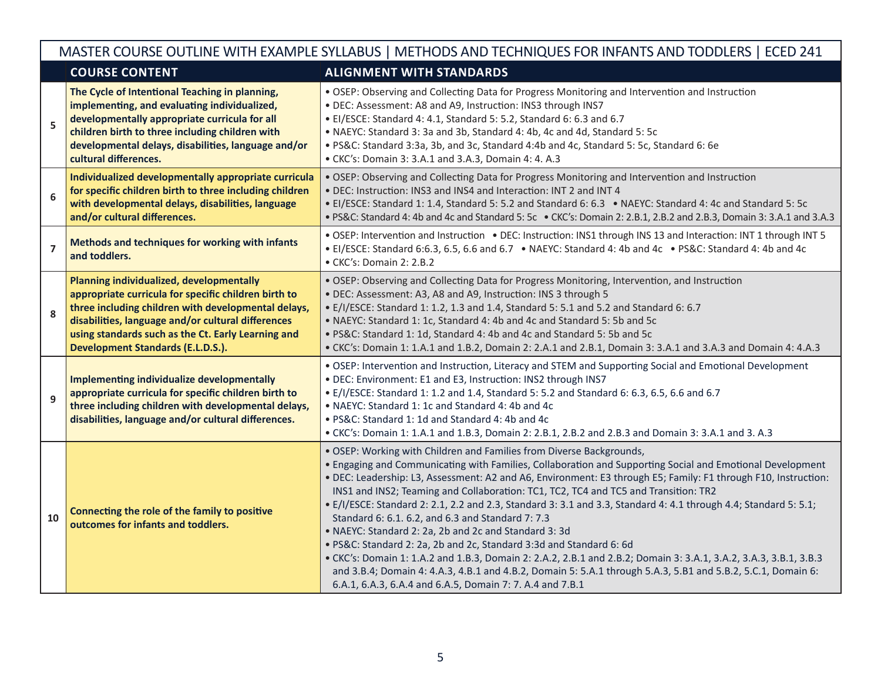| | MASTER COURSE OUTLINE WITH EXAMPLE SYLLABUS \| METHODS AND TECHNIQUES FOR INFANTS AND TODDLERS \| ECED 241 | |
|---|---|---|
| | **COURSE CONTENT** | **ALIGNMENT WITH STANDARDS** |
| **5** | **The Cycle of Intentional Teaching in planning, implementing, and evaluating individualized, developmentally appropriate curricula for all children birth to three including children with developmental delays, disabilities, language and/or cultural differences.** | • OSEP: Observing and Collecting Data for Progress Monitoring and Intervention and Instruction<br>• DEC: Assessment: A8 and A9, Instruction: INS3 through INS7<br>• EI/ESCE: Standard 4: 4.1, Standard 5: 5.2, Standard 6: 6.3 and 6.7<br>• NAEYC: Standard 3: 3a and 3b, Standard 4: 4b, 4c and 4d, Standard 5: 5c<br>• PS&C: Standard 3:3a, 3b, and 3c, Standard 4:4b and 4c, Standard 5: 5c, Standard 6: 6e<br>• CKC's: Domain 3: 3.A.1 and 3.A.3, Domain 4: 4. A.3 |
| **6** | **Individualized developmentally appropriate curricula for specific children birth to three including children with developmental delays, disabilities, language and/or cultural differences.** | • OSEP: Observing and Collecting Data for Progress Monitoring and Intervention and Instruction<br>• DEC: Instruction: INS3 and INS4 and Interaction: INT 2 and INT 4<br>• EI/ESCE: Standard 1: 1.4, Standard 5: 5.2 and Standard 6: 6.3 • NAEYC: Standard 4: 4c and Standard 5: 5c<br>• PS&C: Standard 4: 4b and 4c and Standard 5: 5c • CKC's: Domain 2: 2.B.1, 2.B.2 and 2.B.3, Domain 3: 3.A.1 and 3.A.3 |
| **7** | **Methods and techniques for working with infants and toddlers.** | • OSEP: Intervention and Instruction • DEC: Instruction: INS1 through INS 13 and Interaction: INT 1 through INT 5<br>• EI/ESCE: Standard 6:6.3, 6.5, 6.6 and 6.7 • NAEYC: Standard 4: 4b and 4c • PS&C: Standard 4: 4b and 4c<br>• CKC's: Domain 2: 2.B.2 |
| **8** | **Planning individualized, developmentally appropriate curricula for specific children birth to three including children with developmental delays, disabilities, language and/or cultural differences using standards such as the Ct. Early Learning and Development Standards (E.L.D.S.).** | • OSEP: Observing and Collecting Data for Progress Monitoring, Intervention, and Instruction<br>• DEC: Assessment: A3, A8 and A9, Instruction: INS 3 through 5<br>• E/I/ESCE: Standard 1: 1.2, 1.3 and 1.4, Standard 5: 5.1 and 5.2 and Standard 6: 6.7<br>• NAEYC: Standard 1: 1c, Standard 4: 4b and 4c and Standard 5: 5b and 5c<br>• PS&C: Standard 1: 1d, Standard 4: 4b and 4c and Standard 5: 5b and 5c<br>• CKC's: Domain 1: 1.A.1 and 1.B.2, Domain 2: 2.A.1 and 2.B.1, Domain 3: 3.A.1 and 3.A.3 and Domain 4: 4.A.3 |
| **9** | **Implementing individualize developmentally appropriate curricula for specific children birth to three including children with developmental delays, disabilities, language and/or cultural differences.** | • OSEP: Intervention and Instruction, Literacy and STEM and Supporting Social and Emotional Development<br>• DEC: Environment: E1 and E3, Instruction: INS2 through INS7<br>• E/I/ESCE: Standard 1: 1.2 and 1.4, Standard 5: 5.2 and Standard 6: 6.3, 6.5, 6.6 and 6.7<br>• NAEYC: Standard 1: 1c and Standard 4: 4b and 4c<br>• PS&C: Standard 1: 1d and Standard 4: 4b and 4c<br>• CKC's: Domain 1: 1.A.1 and 1.B.3, Domain 2: 2.B.1, 2.B.2 and 2.B.3 and Domain 3: 3.A.1 and 3. A.3 |
| **10** | **Connecting the role of the family to positive outcomes for infants and toddlers.** | • OSEP: Working with Children and Families from Diverse Backgrounds,<br>• Engaging and Communicating with Families, Collaboration and Supporting Social and Emotional Development<br>• DEC: Leadership: L3, Assessment: A2 and A6, Environment: E3 through E5; Family: F1 through F10, Instruction: INS1 and INS2; Teaming and Collaboration: TC1, TC2, TC4 and TC5 and Transition: TR2<br>• E/I/ESCE: Standard 2: 2.1, 2.2 and 2.3, Standard 3: 3.1 and 3.3, Standard 4: 4.1 through 4.4; Standard 5: 5.1; Standard 6: 6.1. 6.2, and 6.3 and Standard 7: 7.3<br>• NAEYC: Standard 2: 2a, 2b and 2c and Standard 3: 3d<br>• PS&C: Standard 2: 2a, 2b and 2c, Standard 3:3d and Standard 6: 6d<br>• CKC's: Domain 1: 1.A.2 and 1.B.3, Domain 2: 2.A.2, 2.B.1 and 2.B.2; Domain 3: 3.A.1, 3.A.2, 3.A.3, 3.B.1, 3.B.3 and 3.B.4; Domain 4: 4.A.3, 4.B.1 and 4.B.2, Domain 5: 5.A.1 through 5.A.3, 5.B1 and 5.B.2, 5.C.1, Domain 6: 6.A.1, 6.A.3, 6.A.4 and 6.A.5, Domain 7: 7. A.4 and 7.B.1 |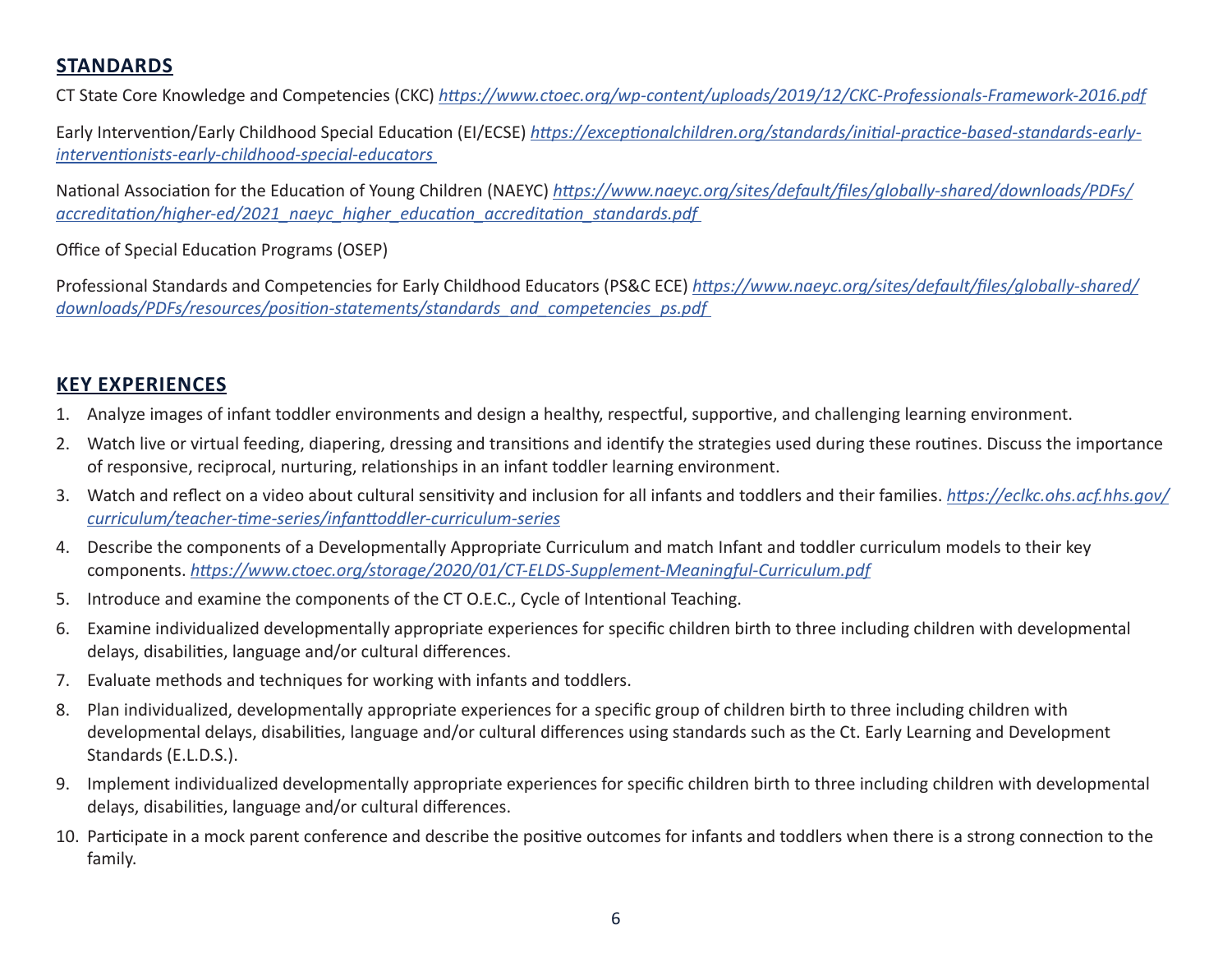## STANDARDS

CT State Core Knowledge and Competencies (CKC) *https://www.ctoec.org/wp-content/uploads/2019/12/CKC-Professionals-Framework-2016.pdf*

Early Intervention/Early Childhood Special Education (EI/ECSE) *https://exceptionalchildren.org/standards/initial-practice-based-standards-early-interventionists-early-childhood-special-educators*

National Association for the Education of Young Children (NAEYC) *https://www.naeyc.org/sites/default/files/globally-shared/downloads/PDFs/accreditation/higher-ed/2021_naeyc_higher_education_accreditation_standards.pdf*

Office of Special Education Programs (OSEP)

Professional Standards and Competencies for Early Childhood Educators (PS&C ECE) *https://www.naeyc.org/sites/default/files/globally-shared/downloads/PDFs/resources/position-statements/standards_and_competencies_ps.pdf*

## KEY EXPERIENCES

1. Analyze images of infant toddler environments and design a healthy, respectful, supportive, and challenging learning environment.
2. Watch live or virtual feeding, diapering, dressing and transitions and identify the strategies used during these routines. Discuss the importance of responsive, reciprocal, nurturing, relationships in an infant toddler learning environment.
3. Watch and reflect on a video about cultural sensitivity and inclusion for all infants and toddlers and their families. *https://eclkc.ohs.acf.hhs.gov/curriculum/teacher-time-series/infanttoddler-curriculum-series*
4. Describe the components of a Developmentally Appropriate Curriculum and match Infant and toddler curriculum models to their key components. *https://www.ctoec.org/storage/2020/01/CT-ELDS-Supplement-Meaningful-Curriculum.pdf*
5. Introduce and examine the components of the CT O.E.C., Cycle of Intentional Teaching.
6. Examine individualized developmentally appropriate experiences for specific children birth to three including children with developmental delays, disabilities, language and/or cultural differences.
7. Evaluate methods and techniques for working with infants and toddlers.
8. Plan individualized, developmentally appropriate experiences for a specific group of children birth to three including children with developmental delays, disabilities, language and/or cultural differences using standards such as the Ct. Early Learning and Development Standards (E.L.D.S.).
9. Implement individualized developmentally appropriate experiences for specific children birth to three including children with developmental delays, disabilities, language and/or cultural differences.
10. Participate in a mock parent conference and describe the positive outcomes for infants and toddlers when there is a strong connection to the family.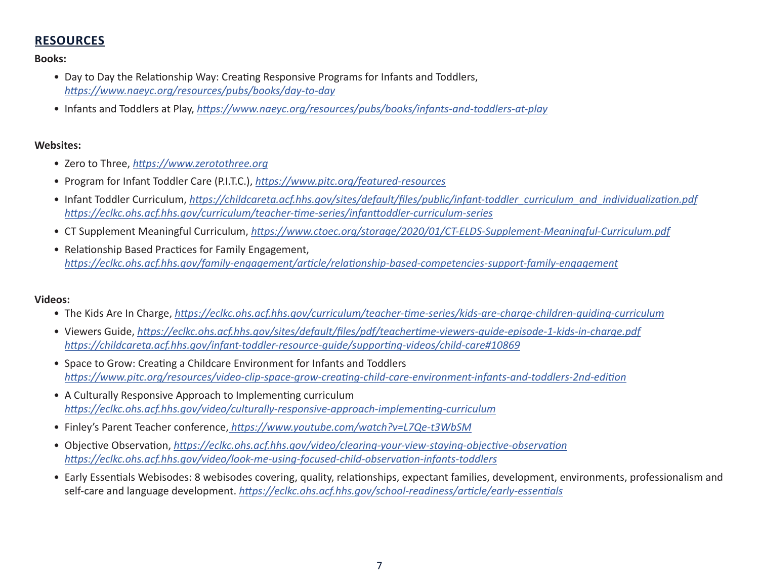## RESOURCES

**Books:**

- Day to Day the Relationship Way: Creating Responsive Programs for Infants and Toddlers, *https://www.naeyc.org/resources/pubs/books/day-to-day*
- Infants and Toddlers at Play, *https://www.naeyc.org/resources/pubs/books/infants-and-toddlers-at-play*

**Websites:**

- Zero to Three, *https://www.zerotothree.org*
- Program for Infant Toddler Care (P.I.T.C.), *https://www.pitc.org/featured-resources*
- Infant Toddler Curriculum, *https://childcareta.acf.hhs.gov/sites/default/files/public/infant-toddler_curriculum_and_individualization.pdf* *https://eclkc.ohs.acf.hhs.gov/curriculum/teacher-time-series/infanttoddler-curriculum-series*
- CT Supplement Meaningful Curriculum, *https://www.ctoec.org/storage/2020/01/CT-ELDS-Supplement-Meaningful-Curriculum.pdf*
- Relationship Based Practices for Family Engagement, *https://eclkc.ohs.acf.hhs.gov/family-engagement/article/relationship-based-competencies-support-family-engagement*

**Videos:**

- The Kids Are In Charge, *https://eclkc.ohs.acf.hhs.gov/curriculum/teacher-time-series/kids-are-charge-children-guiding-curriculum*
- Viewers Guide, *https://eclkc.ohs.acf.hhs.gov/sites/default/files/pdf/teachertime-viewers-guide-episode-1-kids-in-charge.pdf* *https://childcareta.acf.hhs.gov/infant-toddler-resource-guide/supporting-videos/child-care#10869*
- Space to Grow: Creating a Childcare Environment for Infants and Toddlers *https://www.pitc.org/resources/video-clip-space-grow-creating-child-care-environment-infants-and-toddlers-2nd-edition*
- A Culturally Responsive Approach to Implementing curriculum *https://eclkc.ohs.acf.hhs.gov/video/culturally-responsive-approach-implementing-curriculum*
- Finley's Parent Teacher conference, *https://www.youtube.com/watch?v=L7Qe-t3WbSM*
- Objective Observation, *https://eclkc.ohs.acf.hhs.gov/video/clearing-your-view-staying-objective-observation* *https://eclkc.ohs.acf.hhs.gov/video/look-me-using-focused-child-observation-infants-toddlers*
- Early Essentials Webisodes: 8 webisodes covering, quality, relationships, expectant families, development, environments, professionalism and self-care and language development. *https://eclkc.ohs.acf.hhs.gov/school-readiness/article/early-essentials*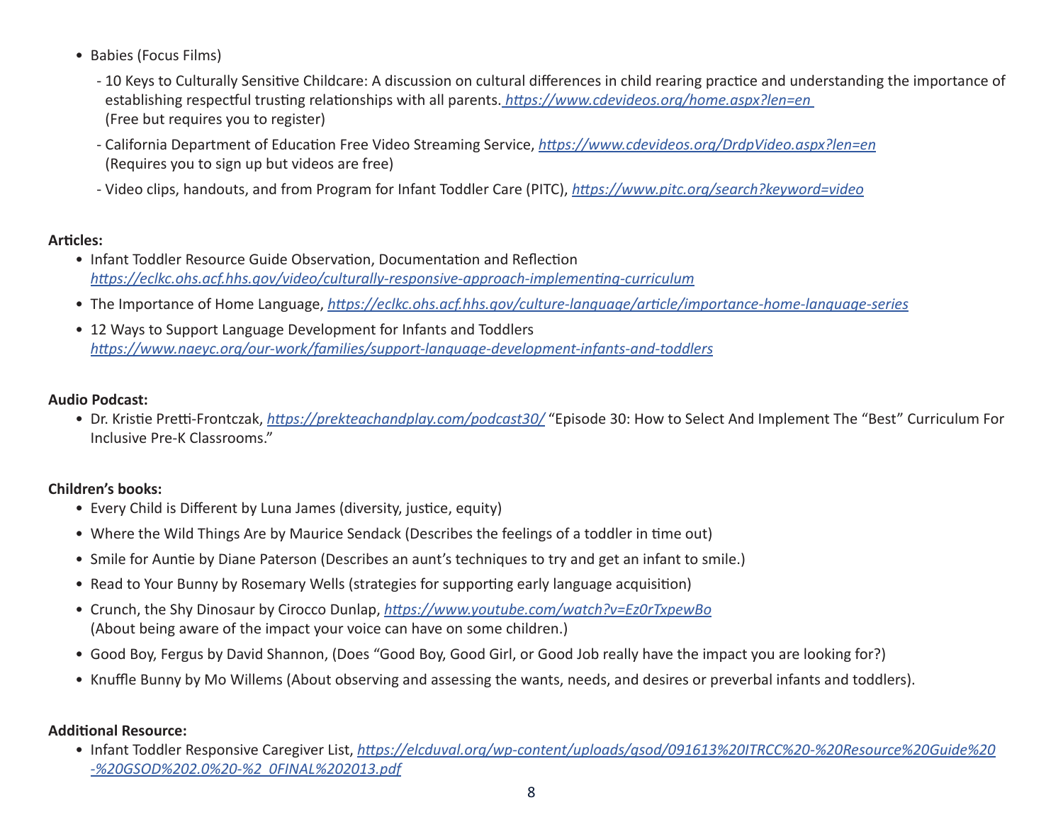- Babies (Focus Films)
  - 10 Keys to Culturally Sensitive Childcare: A discussion on cultural differences in child rearing practice and understanding the importance of establishing respectful trusting relationships with all parents. *https://www.cdevideos.org/home.aspx?len=en* (Free but requires you to register)
  - California Department of Education Free Video Streaming Service, *https://www.cdevideos.org/DrdpVideo.aspx?len=en* (Requires you to sign up but videos are free)
  - Video clips, handouts, and from Program for Infant Toddler Care (PITC), *https://www.pitc.org/search?keyword=video*

**Articles:**

- Infant Toddler Resource Guide Observation, Documentation and Reflection *https://eclkc.ohs.acf.hhs.gov/video/culturally-responsive-approach-implementing-curriculum*
- The Importance of Home Language, *https://eclkc.ohs.acf.hhs.gov/culture-language/article/importance-home-language-series*
- 12 Ways to Support Language Development for Infants and Toddlers *https://www.naeyc.org/our-work/families/support-language-development-infants-and-toddlers*

**Audio Podcast:**

- Dr. Kristie Pretti-Frontczak, *https://prekteachandplay.com/podcast30/* "Episode 30: How to Select And Implement The "Best" Curriculum For Inclusive Pre-K Classrooms."

**Children's books:**

- Every Child is Different by Luna James (diversity, justice, equity)
- Where the Wild Things Are by Maurice Sendack (Describes the feelings of a toddler in time out)
- Smile for Auntie by Diane Paterson (Describes an aunt's techniques to try and get an infant to smile.)
- Read to Your Bunny by Rosemary Wells (strategies for supporting early language acquisition)
- Crunch, the Shy Dinosaur by Cirocco Dunlap, *https://www.youtube.com/watch?v=Ez0rTxpewBo* (About being aware of the impact your voice can have on some children.)
- Good Boy, Fergus by David Shannon, (Does "Good Boy, Good Girl, or Good Job really have the impact you are looking for?)
- Knuffle Bunny by Mo Willems (About observing and assessing the wants, needs, and desires or preverbal infants and toddlers).

**Additional Resource:**

- Infant Toddler Responsive Caregiver List, *https://elcduval.org/wp-content/uploads/gsod/091613%20ITRCC%20-%20Resource%20Guide%20-%20GSOD%202.0%20-%2 0FINAL%202013.pdf*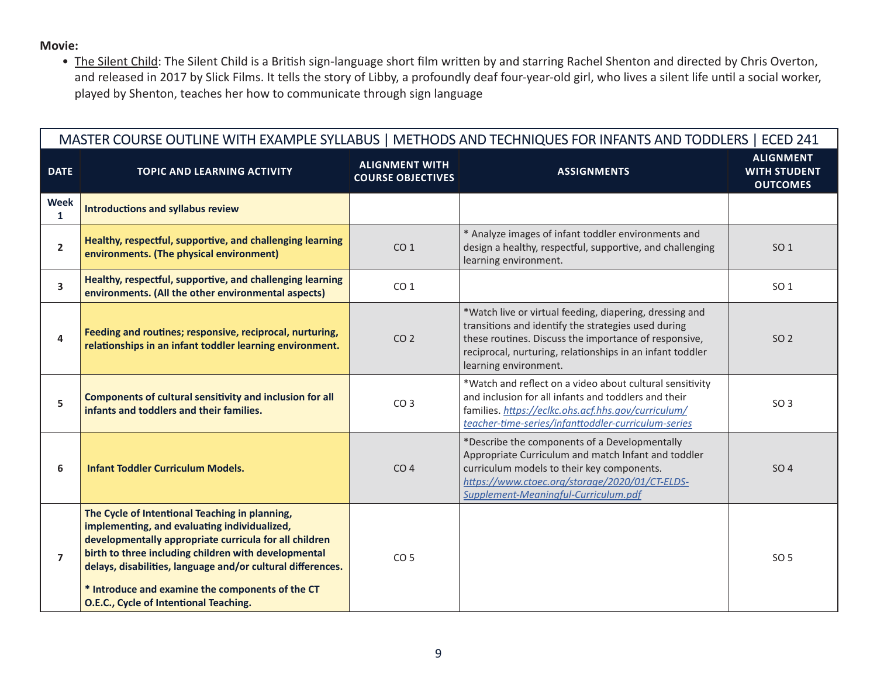**Movie:**

- <u>The Silent Child</u>: The Silent Child is a British sign-language short film written by and starring Rachel Shenton and directed by Chris Overton, and released in 2017 by Slick Films. It tells the story of Libby, a profoundly deaf four-year-old girl, who lives a silent life until a social worker, played by Shenton, teaches her how to communicate through sign language

| MASTER COURSE OUTLINE WITH EXAMPLE SYLLABUS \| METHODS AND TECHNIQUES FOR INFANTS AND TODDLERS \| ECED 241 | | | | |
|---|---|---|---|---|
| **DATE** | **TOPIC AND LEARNING ACTIVITY** | **ALIGNMENT WITH COURSE OBJECTIVES** | **ASSIGNMENTS** | **ALIGNMENT WITH STUDENT OUTCOMES** |
| **Week 1** | **Introductions and syllabus review** | | | |
| **2** | **Healthy, respectful, supportive, and challenging learning environments. (The physical environment)** | CO 1 | * Analyze images of infant toddler environments and design a healthy, respectful, supportive, and challenging learning environment. | SO 1 |
| **3** | **Healthy, respectful, supportive, and challenging learning environments. (All the other environmental aspects)** | CO 1 | | SO 1 |
| **4** | **Feeding and routines; responsive, reciprocal, nurturing, relationships in an infant toddler learning environment.** | CO 2 | *Watch live or virtual feeding, diapering, dressing and transitions and identify the strategies used during these routines. Discuss the importance of responsive, reciprocal, nurturing, relationships in an infant toddler learning environment. | SO 2 |
| **5** | **Components of cultural sensitivity and inclusion for all infants and toddlers and their families.** | CO 3 | *Watch and reflect on a video about cultural sensitivity and inclusion for all infants and toddlers and their families. *https://eclkc.ohs.acf.hhs.gov/curriculum/teacher-time-series/infanttoddler-curriculum-series* | SO 3 |
| **6** | **Infant Toddler Curriculum Models.** | CO 4 | *Describe the components of a Developmentally Appropriate Curriculum and match Infant and toddler curriculum models to their key components. *https://www.ctoec.org/storage/2020/01/CT-ELDS-Supplement-Meaningful-Curriculum.pdf* | SO 4 |
| **7** | **The Cycle of Intentional Teaching in planning, implementing, and evaluating individualized, developmentally appropriate curricula for all children birth to three including children with developmental delays, disabilities, language and/or cultural differences.** <br><br> **\* Introduce and examine the components of the CT O.E.C., Cycle of Intentional Teaching.** | CO 5 | | SO 5 |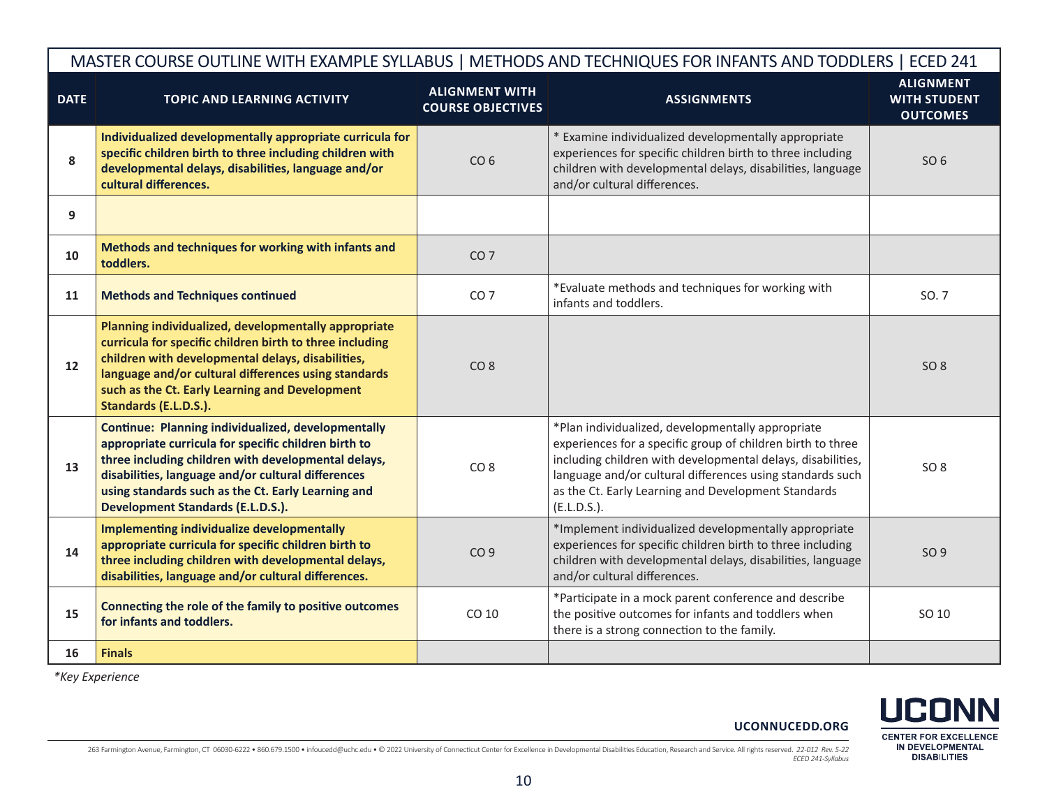MASTER COURSE OUTLINE WITH EXAMPLE SYLLABUS | METHODS AND TECHNIQUES FOR INFANTS AND TODDLERS | ECED 241

| DATE | TOPIC AND LEARNING ACTIVITY | ALIGNMENT WITH COURSE OBJECTIVES | ASSIGNMENTS | ALIGNMENT WITH STUDENT OUTCOMES |
|---|---|---|---|---|
| 8 | **Individualized developmentally appropriate curricula for specific children birth to three including children with developmental delays, disabilities, language and/or cultural differences.** | CO 6 | * Examine individualized developmentally appropriate experiences for specific children birth to three including children with developmental delays, disabilities, language and/or cultural differences. | SO 6 |
| 9 | | | | |
| 10 | **Methods and techniques for working with infants and toddlers.** | CO 7 | | |
| 11 | **Methods and Techniques continued** | CO 7 | *Evaluate methods and techniques for working with infants and toddlers. | SO. 7 |
| 12 | **Planning individualized, developmentally appropriate curricula for specific children birth to three including children with developmental delays, disabilities, language and/or cultural differences using standards such as the Ct. Early Learning and Development Standards (E.L.D.S.).** | CO 8 | | SO 8 |
| 13 | **Continue: Planning individualized, developmentally appropriate curricula for specific children birth to three including children with developmental delays, disabilities, language and/or cultural differences using standards such as the Ct. Early Learning and Development Standards (E.L.D.S.).** | CO 8 | *Plan individualized, developmentally appropriate experiences for a specific group of children birth to three including children with developmental delays, disabilities, language and/or cultural differences using standards such as the Ct. Early Learning and Development Standards (E.L.D.S.). | SO 8 |
| 14 | **Implementing individualize developmentally appropriate curricula for specific children birth to three including children with developmental delays, disabilities, language and/or cultural differences.** | CO 9 | *Implement individualized developmentally appropriate experiences for specific children birth to three including children with developmental delays, disabilities, language and/or cultural differences. | SO 9 |
| 15 | **Connecting the role of the family to positive outcomes for infants and toddlers.** | CO 10 | *Participate in a mock parent conference and describe the positive outcomes for infants and toddlers when there is a strong connection to the family. | SO 10 |
| 16 | **Finals** | | | |

*\*Key Experience*

**UCONNUCEDD.ORG**

UCONN CENTER FOR EXCELLENCE IN DEVELOPMENTAL DISABILITIES

263 Farmington Avenue, Farmington, CT 06030-6222 • 860.679.1500 • infoucedd@uchc.edu • © 2022 University of Connecticut Center for Excellence in Developmental Disabilities Education, Research and Service. All rights reserved. *22-012 Rev. 5-22 ECED 241-Syllabus*